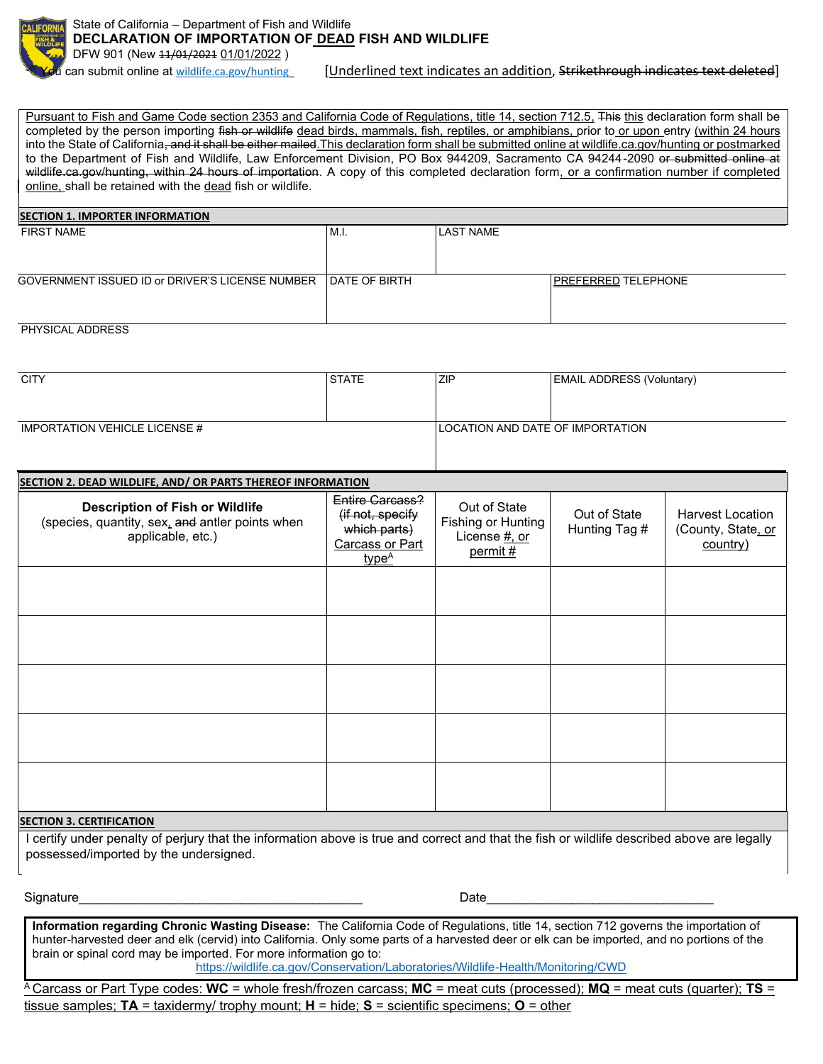State of California – Department of Fish and Wildlife

# DECLARATION OF IMPORTATION OF DEAD FISH AND WILDLIFE

DFW 901 (New ~~11/01/2021~~ 01/01/2022 )

You can submit online at wildlife.ca.gov/hunting [Underlined text indicates an addition, ~~Strikethrough indicates text deleted~~]

Pursuant to Fish and Game Code section 2353 and California Code of Regulations, title 14, section 712.5, ~~This~~ this declaration form shall be completed by the person importing ~~fish or wildlife~~ dead birds, mammals, fish, reptiles, or amphibians, prior to or upon entry (within 24 hours into the State of California~~, and it shall be either mailed~~.This declaration form shall be submitted online at wildlife.ca.gov/hunting or postmarked to the Department of Fish and Wildlife, Law Enforcement Division, PO Box 944209, Sacramento CA 94244-2090 ~~or submitted online at wildlife.ca.gov/hunting, within 24 hours of importation~~. A copy of this completed declaration form, or a confirmation number if completed online, shall be retained with the dead fish or wildlife.

## SECTION 1. IMPORTER INFORMATION

| FIRST NAME | M.I. | LAST NAME | |
|---|---|---|---|
| | | | |
| GOVERNMENT ISSUED ID or DRIVER'S LICENSE NUMBER | DATE OF BIRTH | | PREFERRED TELEPHONE |
| | | | |
| PHYSICAL ADDRESS | | | |
| | | | |
| CITY | STATE | ZIP | EMAIL ADDRESS (Voluntary) |
| | | | |
| IMPORTATION VEHICLE LICENSE # | | LOCATION AND DATE OF IMPORTATION | |
| | | | |

## SECTION 2. DEAD WILDLIFE, AND/ OR PARTS THEREOF INFORMATION

| **Description of Fish or Wildlife** (species, quantity, sex, ~~and~~ antler points when applicable, etc.) | ~~Entire Carcass? (if not, specify which parts)~~ Carcass or Part type[A] | Out of State Fishing or Hunting License #, or permit # | Out of State Hunting Tag # | Harvest Location (County, State, or country) |
|---|---|---|---|---|
| | | | | |
| | | | | |
| | | | | |
| | | | | |
| | | | | |

## SECTION 3. CERTIFICATION

I certify under penalty of perjury that the information above is true and correct and that the fish or wildlife described above are legally possessed/imported by the undersigned.

Signature________________________________________ Date________________________________

**Information regarding Chronic Wasting Disease:** The California Code of Regulations, title 14, section 712 governs the importation of hunter-harvested deer and elk (cervid) into California. Only some parts of a harvested deer or elk can be imported, and no portions of the brain or spinal cord may be imported. For more information go to: https://wildlife.ca.gov/Conservation/Laboratories/Wildlife-Health/Monitoring/CWD

[A] Carcass or Part Type codes: **WC** = whole fresh/frozen carcass; **MC** = meat cuts (processed); **MQ** = meat cuts (quarter); **TS** = tissue samples; **TA** = taxidermy/ trophy mount; **H** = hide; **S** = scientific specimens; **O** = other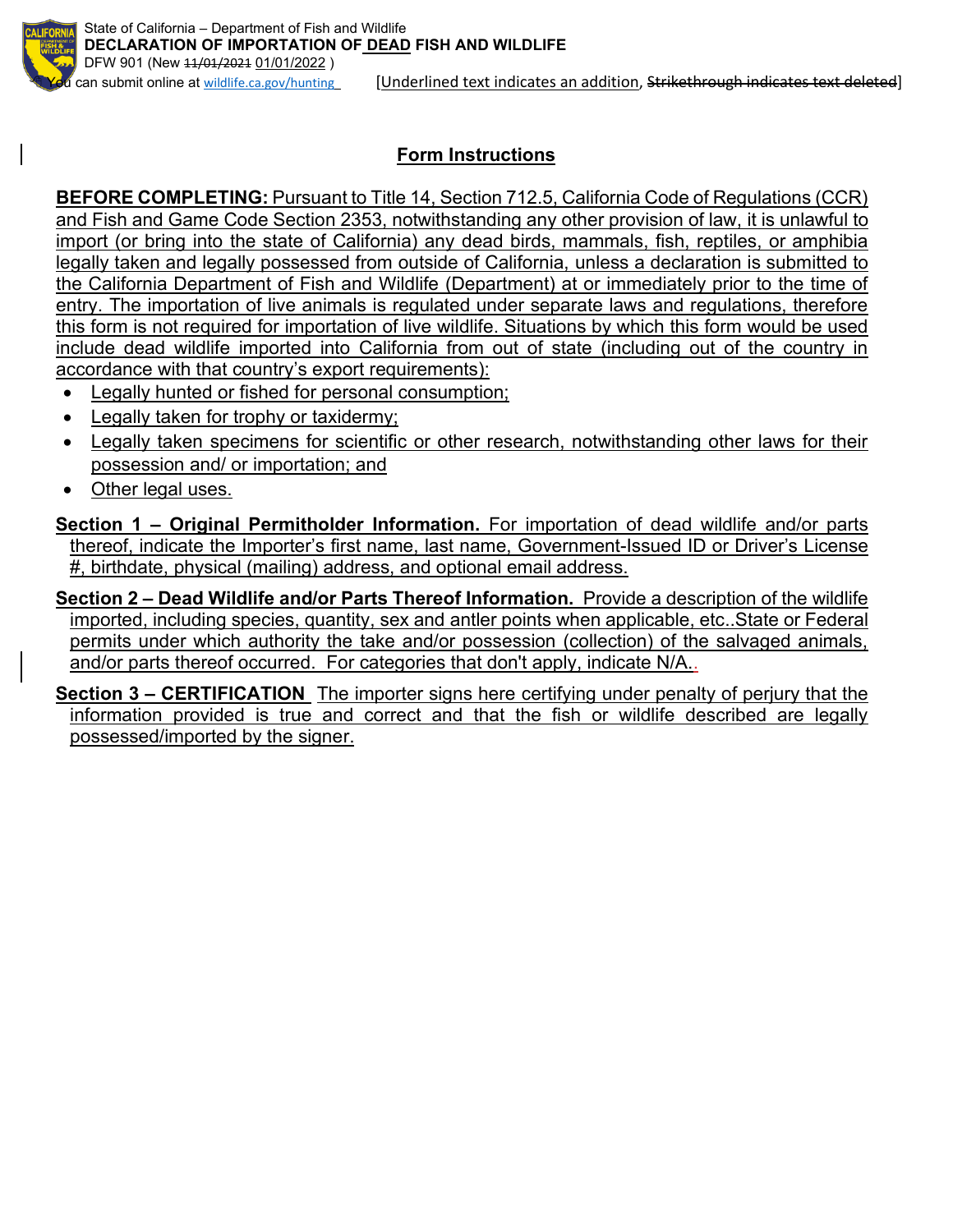State of California – Department of Fish and Wildlife
**DECLARATION OF IMPORTATION OF DEAD FISH AND WILDLIFE**
DFW 901 (New ~~11/01/2021~~ 01/01/2022 )
You can submit online at wildlife.ca.gov/hunting [Underlined text indicates an addition, ~~Strikethrough indicates text deleted~~]

## Form Instructions

**BEFORE COMPLETING:** Pursuant to Title 14, Section 712.5, California Code of Regulations (CCR) and Fish and Game Code Section 2353, notwithstanding any other provision of law, it is unlawful to import (or bring into the state of California) any dead birds, mammals, fish, reptiles, or amphibia legally taken and legally possessed from outside of California, unless a declaration is submitted to the California Department of Fish and Wildlife (Department) at or immediately prior to the time of entry. The importation of live animals is regulated under separate laws and regulations, therefore this form is not required for importation of live wildlife. Situations by which this form would be used include dead wildlife imported into California from out of state (including out of the country in accordance with that country's export requirements):

- Legally hunted or fished for personal consumption;
- Legally taken for trophy or taxidermy;
- Legally taken specimens for scientific or other research, notwithstanding other laws for their possession and/ or importation; and
- Other legal uses.

**Section 1 – Original Permitholder Information.** For importation of dead wildlife and/or parts thereof, indicate the Importer's first name, last name, Government-Issued ID or Driver's License #, birthdate, physical (mailing) address, and optional email address.

**Section 2 – Dead Wildlife and/or Parts Thereof Information.** Provide a description of the wildlife imported, including species, quantity, sex and antler points when applicable, etc..State or Federal permits under which authority the take and/or possession (collection) of the salvaged animals, and/or parts thereof occurred. For categories that don't apply, indicate N/A..

**Section 3 – CERTIFICATION** The importer signs here certifying under penalty of perjury that the information provided is true and correct and that the fish or wildlife described are legally possessed/imported by the signer.